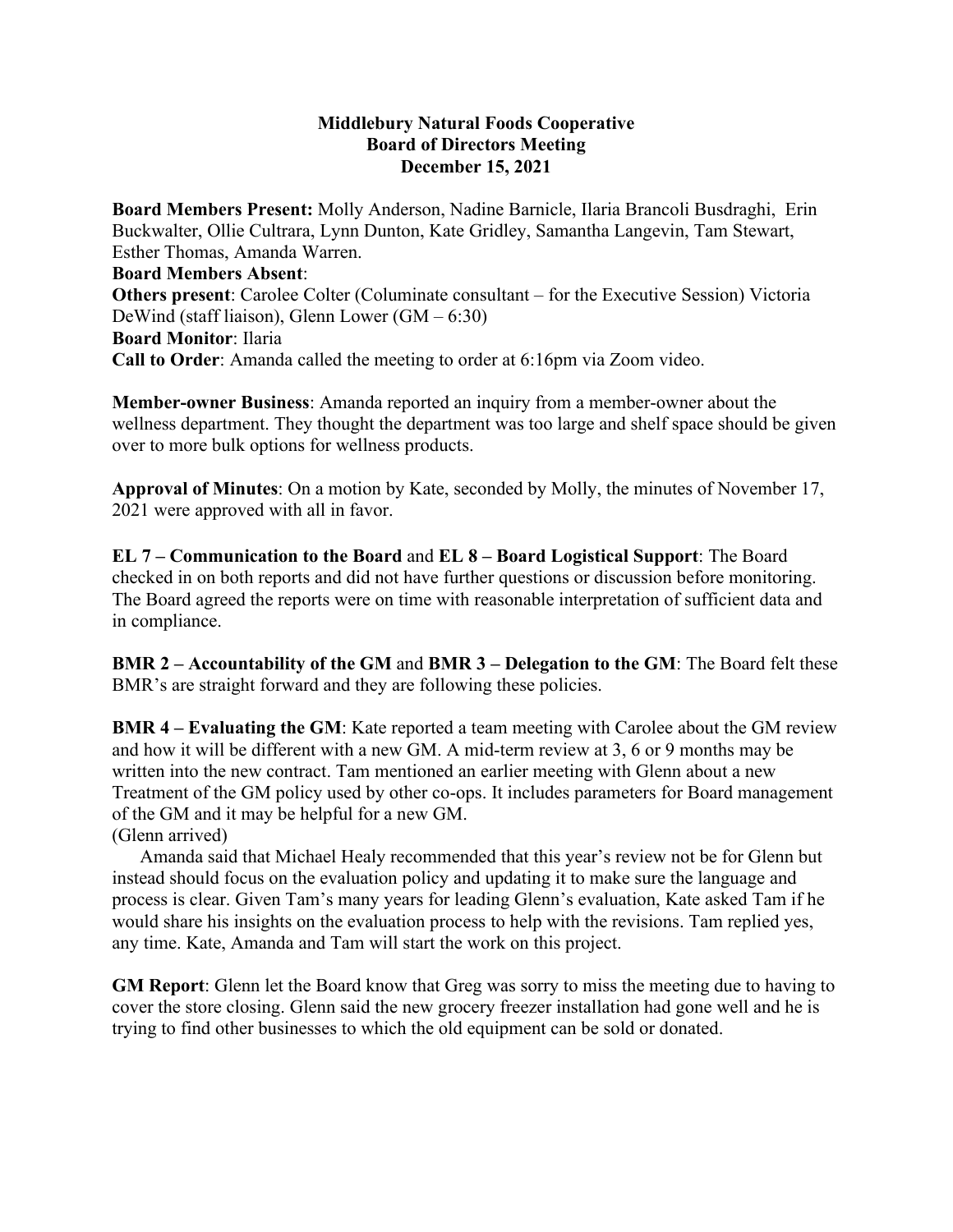**Middlebury Natural Foods Cooperative**
**Board of Directors Meeting**
**December 15, 2021**

**Board Members Present:** Molly Anderson, Nadine Barnicle, Ilaria Brancoli Busdraghi, Erin Buckwalter, Ollie Cultrara, Lynn Dunton, Kate Gridley, Samantha Langevin, Tam Stewart, Esther Thomas, Amanda Warren.
**Board Members Absent**:
**Others present**: Carolee Colter (Columinate consultant – for the Executive Session) Victoria DeWind (staff liaison), Glenn Lower (GM – 6:30)
**Board Monitor**: Ilaria
**Call to Order**: Amanda called the meeting to order at 6:16pm via Zoom video.

**Member-owner Business**: Amanda reported an inquiry from a member-owner about the wellness department. They thought the department was too large and shelf space should be given over to more bulk options for wellness products.

**Approval of Minutes**: On a motion by Kate, seconded by Molly, the minutes of November 17, 2021 were approved with all in favor.

**EL 7 – Communication to the Board** and **EL 8 – Board Logistical Support**: The Board checked in on both reports and did not have further questions or discussion before monitoring. The Board agreed the reports were on time with reasonable interpretation of sufficient data and in compliance.

**BMR 2 – Accountability of the GM** and **BMR 3 – Delegation to the GM**: The Board felt these BMR's are straight forward and they are following these policies.

**BMR 4 – Evaluating the GM**: Kate reported a team meeting with Carolee about the GM review and how it will be different with a new GM. A mid-term review at 3, 6 or 9 months may be written into the new contract. Tam mentioned an earlier meeting with Glenn about a new Treatment of the GM policy used by other co-ops. It includes parameters for Board management of the GM and it may be helpful for a new GM.
(Glenn arrived)

Amanda said that Michael Healy recommended that this year's review not be for Glenn but instead should focus on the evaluation policy and updating it to make sure the language and process is clear. Given Tam's many years for leading Glenn's evaluation, Kate asked Tam if he would share his insights on the evaluation process to help with the revisions. Tam replied yes, any time. Kate, Amanda and Tam will start the work on this project.

**GM Report**: Glenn let the Board know that Greg was sorry to miss the meeting due to having to cover the store closing. Glenn said the new grocery freezer installation had gone well and he is trying to find other businesses to which the old equipment can be sold or donated.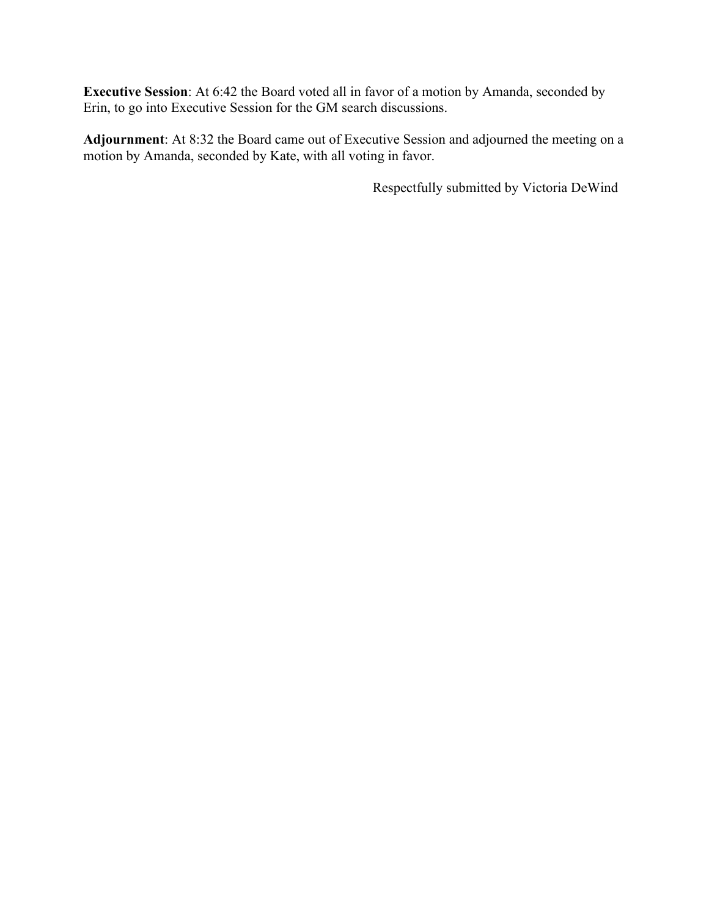**Executive Session**: At 6:42 the Board voted all in favor of a motion by Amanda, seconded by Erin, to go into Executive Session for the GM search discussions.

**Adjournment**: At 8:32 the Board came out of Executive Session and adjourned the meeting on a motion by Amanda, seconded by Kate, with all voting in favor.

Respectfully submitted by Victoria DeWind